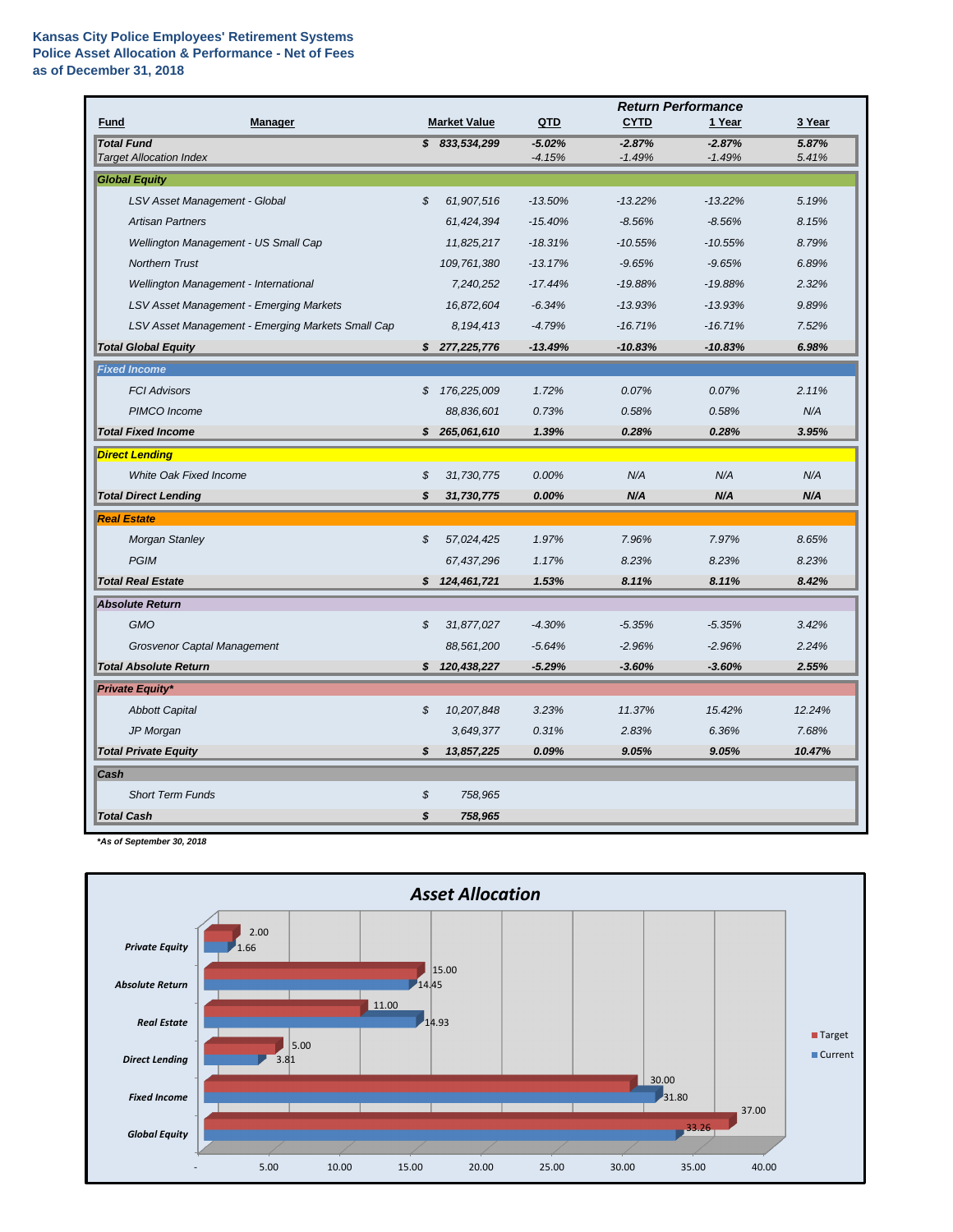**Kansas City Police Employees' Retirement Systems**
**Police Asset Allocation & Performance - Net of Fees**
**as of December 31, 2018**

| Fund | Manager | Market Value | QTD | CYTD | 1 Year | 3 Year |
|---|---|---|---|---|---|---|
| | | | ***Return Performance*** | | | |
| ***Total Fund*** | | **$ 833,534,299** | ***-5.02%*** | ***-2.87%*** | ***-2.87%*** | ***5.87%*** |
| *Target Allocation Index* | | | *-4.15%* | *-1.49%* | *-1.49%* | *5.41%* |
| ***Global Equity*** | | | | | | |
| | *LSV Asset Management - Global* | *$ 61,907,516* | *-13.50%* | *-13.22%* | *-13.22%* | *5.19%* |
| | *Artisan Partners* | *61,424,394* | *-15.40%* | *-8.56%* | *-8.56%* | *8.15%* |
| | *Wellington Management - US Small Cap* | *11,825,217* | *-18.31%* | *-10.55%* | *-10.55%* | *8.79%* |
| | *Northern Trust* | *109,761,380* | *-13.17%* | *-9.65%* | *-9.65%* | *6.89%* |
| | *Wellington Management - International* | *7,240,252* | *-17.44%* | *-19.88%* | *-19.88%* | *2.32%* |
| | *LSV Asset Management - Emerging Markets* | *16,872,604* | *-6.34%* | *-13.93%* | *-13.93%* | *9.89%* |
| | *LSV Asset Management - Emerging Markets Small Cap* | *8,194,413* | *-4.79%* | *-16.71%* | *-16.71%* | *7.52%* |
| ***Total Global Equity*** | | ***$ 277,225,776*** | ***-13.49%*** | ***-10.83%*** | ***-10.83%*** | ***6.98%*** |
| ***Fixed Income*** | | | | | | |
| | *FCI Advisors* | *$ 176,225,009* | *1.72%* | *0.07%* | *0.07%* | *2.11%* |
| | *PIMCO Income* | *88,836,601* | *0.73%* | *0.58%* | *0.58%* | *N/A* |
| ***Total Fixed Income*** | | ***$ 265,061,610*** | ***1.39%*** | ***0.28%*** | ***0.28%*** | ***3.95%*** |
| ***Direct Lending*** | | | | | | |
| | *White Oak Fixed Income* | *$ 31,730,775* | *0.00%* | *N/A* | *N/A* | *N/A* |
| ***Total Direct Lending*** | | ***$ 31,730,775*** | ***0.00%*** | ***N/A*** | ***N/A*** | ***N/A*** |
| ***Real Estate*** | | | | | | |
| | *Morgan Stanley* | *$ 57,024,425* | *1.97%* | *7.96%* | *7.97%* | *8.65%* |
| | *PGIM* | *67,437,296* | *1.17%* | *8.23%* | *8.23%* | *8.23%* |
| ***Total Real Estate*** | | ***$ 124,461,721*** | ***1.53%*** | ***8.11%*** | ***8.11%*** | ***8.42%*** |
| ***Absolute Return*** | | | | | | |
| | *GMO* | *$ 31,877,027* | *-4.30%* | *-5.35%* | *-5.35%* | *3.42%* |
| | *Grosvenor Captal Management* | *88,561,200* | *-5.64%* | *-2.96%* | *-2.96%* | *2.24%* |
| ***Total Absolute Return*** | | ***$ 120,438,227*** | ***-5.29%*** | ***-3.60%*** | ***-3.60%*** | ***2.55%*** |
| ***Private Equity**** | | | | | | |
| | *Abbott Capital* | *$ 10,207,848* | *3.23%* | *11.37%* | *15.42%* | *12.24%* |
| | *JP Morgan* | *3,649,377* | *0.31%* | *2.83%* | *6.36%* | *7.68%* |
| ***Total Private Equity*** | | ***$ 13,857,225*** | ***0.09%*** | ***9.05%*** | ***9.05%*** | ***10.47%*** |
| ***Cash*** | | | | | | |
| | *Short Term Funds* | *$ 758,965* | | | | |
| ***Total Cash*** | | ***$ 758,965*** | | | | |

***As of September 30, 2018**

**Asset Allocation**

| Asset Class | Target | Current |
|---|---|---|
| Private Equity | 2.00 | 1.66 |
| Absolute Return | 15.00 | 14.45 |
| Real Estate | 11.00 | 14.93 |
| Direct Lending | 5.00 | 3.81 |
| Fixed Income | 30.00 | 31.80 |
| Global Equity | 37.00 | 33.26 |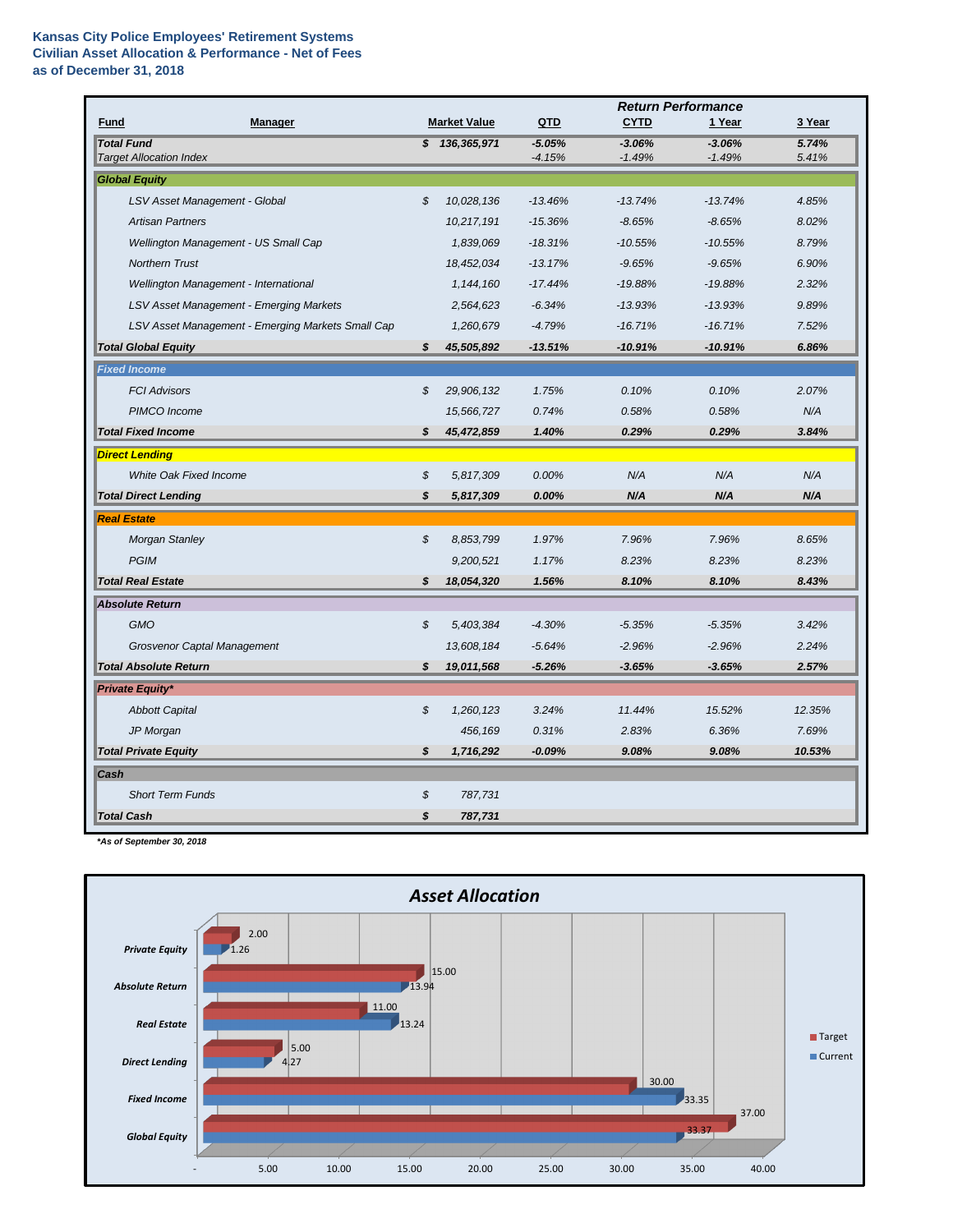**Kansas City Police Employees' Retirement Systems**
**Civilian Asset Allocation & Performance - Net of Fees**
**as of December 31, 2018**

| | | | Return Performance | | | |
|---|---|---|---|---|---|---|
| **Fund** | **Manager** | **Market Value** | **QTD** | **CYTD** | **1 Year** | **3 Year** |
| ***Total Fund*** | | ***$ 136,365,971*** | ***-5.05%*** | ***-3.06%*** | ***-3.06%*** | ***5.74%*** |
| *Target Allocation Index* | | | *-4.15%* | *-1.49%* | *-1.49%* | *5.41%* |
| ***Global Equity*** | | | | | | |
| | *LSV Asset Management - Global* | *$ 10,028,136* | *-13.46%* | *-13.74%* | *-13.74%* | *4.85%* |
| | *Artisan Partners* | *10,217,191* | *-15.36%* | *-8.65%* | *-8.65%* | *8.02%* |
| | *Wellington Management - US Small Cap* | *1,839,069* | *-18.31%* | *-10.55%* | *-10.55%* | *8.79%* |
| | *Northern Trust* | *18,452,034* | *-13.17%* | *-9.65%* | *-9.65%* | *6.90%* |
| | *Wellington Management - International* | *1,144,160* | *-17.44%* | *-19.88%* | *-19.88%* | *2.32%* |
| | *LSV Asset Management - Emerging Markets* | *2,564,623* | *-6.34%* | *-13.93%* | *-13.93%* | *9.89%* |
| | *LSV Asset Management - Emerging Markets Small Cap* | *1,260,679* | *-4.79%* | *-16.71%* | *-16.71%* | *7.52%* |
| ***Total Global Equity*** | | ***$ 45,505,892*** | ***-13.51%*** | ***-10.91%*** | ***-10.91%*** | ***6.86%*** |
| ***Fixed Income*** | | | | | | |
| | *FCI Advisors* | *$ 29,906,132* | *1.75%* | *0.10%* | *0.10%* | *2.07%* |
| | *PIMCO Income* | *15,566,727* | *0.74%* | *0.58%* | *0.58%* | *N/A* |
| ***Total Fixed Income*** | | ***$ 45,472,859*** | ***1.40%*** | ***0.29%*** | ***0.29%*** | ***3.84%*** |
| ***Direct Lending*** | | | | | | |
| | *White Oak Fixed Income* | *$ 5,817,309* | *0.00%* | *N/A* | *N/A* | *N/A* |
| ***Total Direct Lending*** | | ***$ 5,817,309*** | ***0.00%*** | ***N/A*** | ***N/A*** | ***N/A*** |
| ***Real Estate*** | | | | | | |
| | *Morgan Stanley* | *$ 8,853,799* | *1.97%* | *7.96%* | *7.96%* | *8.65%* |
| | *PGIM* | *9,200,521* | *1.17%* | *8.23%* | *8.23%* | *8.23%* |
| ***Total Real Estate*** | | ***$ 18,054,320*** | ***1.56%*** | ***8.10%*** | ***8.10%*** | ***8.43%*** |
| ***Absolute Return*** | | | | | | |
| | *GMO* | *$ 5,403,384* | *-4.30%* | *-5.35%* | *-5.35%* | *3.42%* |
| | *Grosvenor Captal Management* | *13,608,184* | *-5.64%* | *-2.96%* | *-2.96%* | *2.24%* |
| ***Total Absolute Return*** | | ***$ 19,011,568*** | ***-5.26%*** | ***-3.65%*** | ***-3.65%*** | ***2.57%*** |
| ***Private Equity**** | | | | | | |
| | *Abbott Capital* | *$ 1,260,123* | *3.24%* | *11.44%* | *15.52%* | *12.35%* |
| | *JP Morgan* | *456,169* | *0.31%* | *2.83%* | *6.36%* | *7.69%* |
| ***Total Private Equity*** | | ***$ 1,716,292*** | ***-0.09%*** | ***9.08%*** | ***9.08%*** | ***10.53%*** |
| ***Cash*** | | | | | | |
| | *Short Term Funds* | *$ 787,731* | | | | |
| ***Total Cash*** | | ***$ 787,731*** | | | | |

***As of September 30, 2018**

***Asset Allocation***

Private Equity
2.00
1.26

Absolute Return
15.00
13.94

Real Estate
11.00
13.24

Direct Lending
5.00
4.27

Fixed Income
30.00
33.35

Global Equity
37.00
33.37

- 5.00 10.00 15.00 20.00 25.00 30.00 35.00 40.00

Target
Current